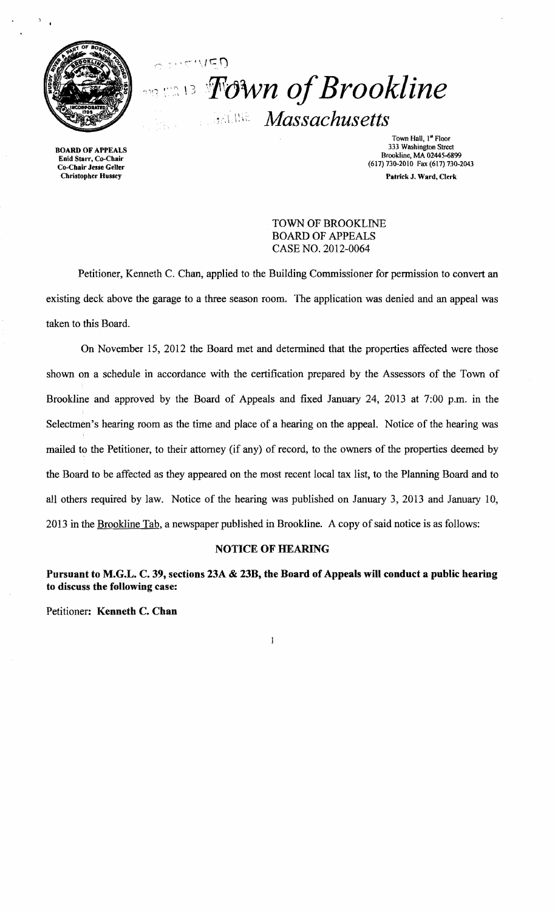# Town of Brookline

## Massachusetts

**BOARD OF APPEALS**
**Enid Starr, Co-Chair**
**Co-Chair Jesse Geller**
**Christopher Hussey**

Town Hall, 1st Floor
333 Washington Street
Brookline, MA 02445-6899
(617) 730-2010 Fax (617) 730-2043
**Patrick J. Ward, Clerk**

TOWN OF BROOKLINE
BOARD OF APPEALS
CASE NO. 2012-0064

Petitioner, Kenneth C. Chan, applied to the Building Commissioner for permission to convert an existing deck above the garage to a three season room. The application was denied and an appeal was taken to this Board.

On November 15, 2012 the Board met and determined that the properties affected were those shown on a schedule in accordance with the certification prepared by the Assessors of the Town of Brookline and approved by the Board of Appeals and fixed January 24, 2013 at 7:00 p.m. in the Selectmen's hearing room as the time and place of a hearing on the appeal. Notice of the hearing was mailed to the Petitioner, to their attorney (if any) of record, to the owners of the properties deemed by the Board to be affected as they appeared on the most recent local tax list, to the Planning Board and to all others required by law. Notice of the hearing was published on January 3, 2013 and January 10, 2013 in the Brookline Tab, a newspaper published in Brookline. A copy of said notice is as follows:

**NOTICE OF HEARING**

**Pursuant to M.G.L. C. 39, sections 23A & 23B, the Board of Appeals will conduct a public hearing to discuss the following case:**

Petitioner: **Kenneth C. Chan**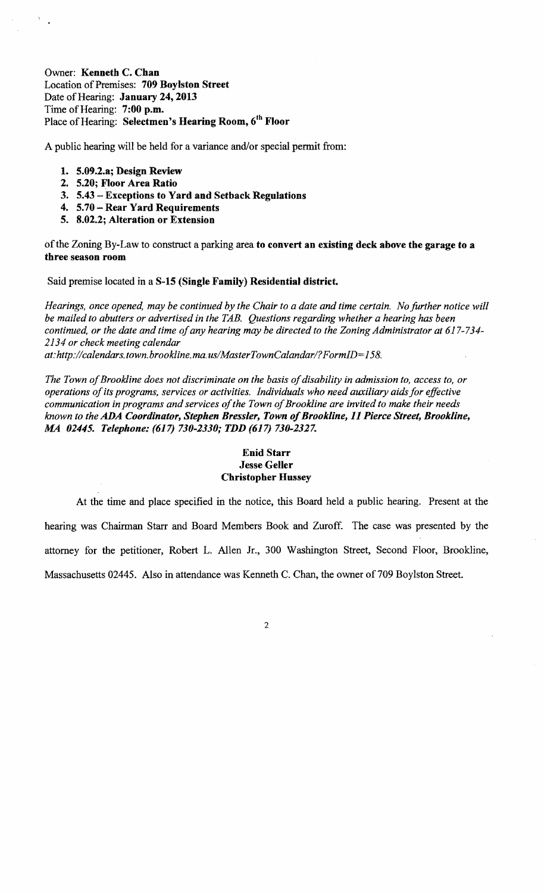Owner: **Kenneth C. Chan**
Location of Premises: **709 Boylston Street**
Date of Hearing: **January 24, 2013**
Time of Hearing: **7:00 p.m.**
Place of Hearing: **Selectmen's Hearing Room, 6th Floor**

A public hearing will be held for a variance and/or special permit from:

1. **5.09.2.a; Design Review**
2. **5.20; Floor Area Ratio**
3. **5.43 – Exceptions to Yard and Setback Regulations**
4. **5.70 – Rear Yard Requirements**
5. **8.02.2; Alteration or Extension**

of the Zoning By-Law to construct a parking area **to convert an existing deck above the garage to a three season room**

Said premise located in a **S-15 (Single Family) Residential district.**

*Hearings, once opened, may be continued by the Chair to a date and time certain. No further notice will be mailed to abutters or advertised in the TAB. Questions regarding whether a hearing has been continued, or the date and time of any hearing may be directed to the Zoning Administrator at 617-734-2134 or check meeting calendar at:http://calendars.town.brookline.ma.us/MasterTownCalandar/?FormID=158.*

*The Town of Brookline does not discriminate on the basis of disability in admission to, access to, or operations of its programs, services or activities. Individuals who need auxiliary aids for effective communication in programs and services of the Town of Brookline are invited to make their needs known to the* ***ADA Coordinator, Stephen Bressler, Town of Brookline, 11 Pierce Street, Brookline, MA 02445. Telephone: (617) 730-2330; TDD (617) 730-2327.***

**Enid Starr**
**Jesse Geller**
**Christopher Hussey**

At the time and place specified in the notice, this Board held a public hearing. Present at the hearing was Chairman Starr and Board Members Book and Zuroff. The case was presented by the attorney for the petitioner, Robert L. Allen Jr., 300 Washington Street, Second Floor, Brookline, Massachusetts 02445. Also in attendance was Kenneth C. Chan, the owner of 709 Boylston Street.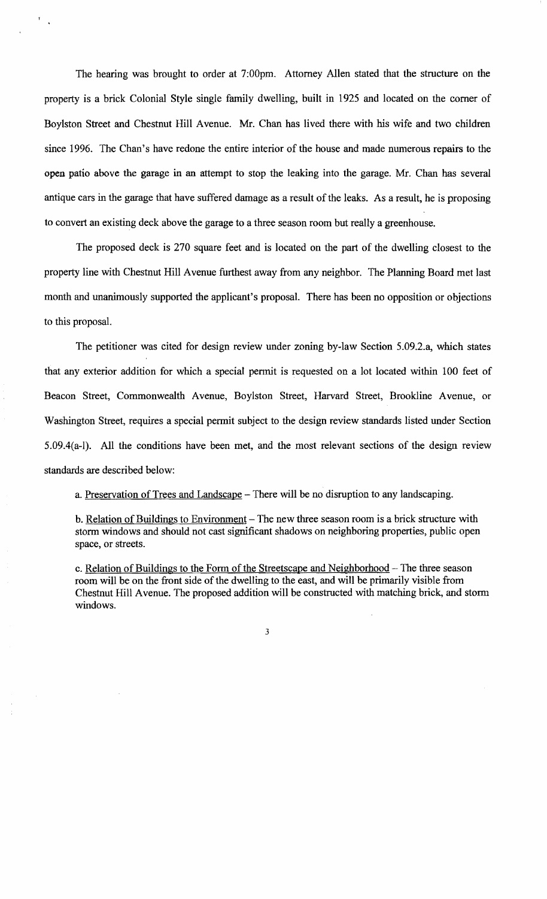The hearing was brought to order at 7:00pm. Attorney Allen stated that the structure on the property is a brick Colonial Style single family dwelling, built in 1925 and located on the corner of Boylston Street and Chestnut Hill Avenue. Mr. Chan has lived there with his wife and two children since 1996. The Chan's have redone the entire interior of the house and made numerous repairs to the open patio above the garage in an attempt to stop the leaking into the garage. Mr. Chan has several antique cars in the garage that have suffered damage as a result of the leaks. As a result, he is proposing to convert an existing deck above the garage to a three season room but really a greenhouse.

The proposed deck is 270 square feet and is located on the part of the dwelling closest to the property line with Chestnut Hill Avenue furthest away from any neighbor. The Planning Board met last month and unanimously supported the applicant's proposal. There has been no opposition or objections to this proposal.

The petitioner was cited for design review under zoning by-law Section 5.09.2.a, which states that any exterior addition for which a special permit is requested on a lot located within 100 feet of Beacon Street, Commonwealth Avenue, Boylston Street, Harvard Street, Brookline Avenue, or Washington Street, requires a special permit subject to the design review standards listed under Section 5.09.4(a-l). All the conditions have been met, and the most relevant sections of the design review standards are described below:

a. Preservation of Trees and Landscape – There will be no disruption to any landscaping.

b. Relation of Buildings to Environment – The new three season room is a brick structure with storm windows and should not cast significant shadows on neighboring properties, public open space, or streets.

c. Relation of Buildings to the Form of the Streetscape and Neighborhood – The three season room will be on the front side of the dwelling to the east, and will be primarily visible from Chestnut Hill Avenue. The proposed addition will be constructed with matching brick, and storm windows.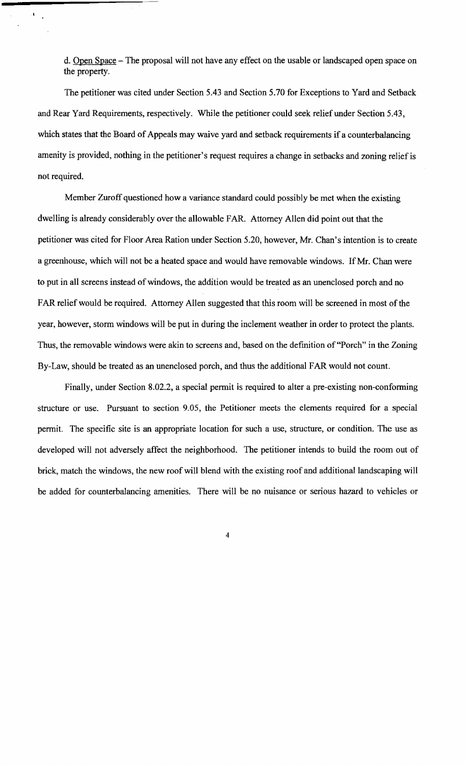d. Open Space – The proposal will not have any effect on the usable or landscaped open space on the property.

The petitioner was cited under Section 5.43 and Section 5.70 for Exceptions to Yard and Setback and Rear Yard Requirements, respectively. While the petitioner could seek relief under Section 5.43, which states that the Board of Appeals may waive yard and setback requirements if a counterbalancing amenity is provided, nothing in the petitioner's request requires a change in setbacks and zoning relief is not required.

Member Zuroff questioned how a variance standard could possibly be met when the existing dwelling is already considerably over the allowable FAR. Attorney Allen did point out that the petitioner was cited for Floor Area Ration under Section 5.20, however, Mr. Chan's intention is to create a greenhouse, which will not be a heated space and would have removable windows. If Mr. Chan were to put in all screens instead of windows, the addition would be treated as an unenclosed porch and no FAR relief would be required. Attorney Allen suggested that this room will be screened in most of the year, however, storm windows will be put in during the inclement weather in order to protect the plants. Thus, the removable windows were akin to screens and, based on the definition of "Porch" in the Zoning By-Law, should be treated as an unenclosed porch, and thus the additional FAR would not count.

Finally, under Section 8.02.2, a special permit is required to alter a pre-existing non-conforming structure or use. Pursuant to section 9.05, the Petitioner meets the elements required for a special permit. The specific site is an appropriate location for such a use, structure, or condition. The use as developed will not adversely affect the neighborhood. The petitioner intends to build the room out of brick, match the windows, the new roof will blend with the existing roof and additional landscaping will be added for counterbalancing amenities. There will be no nuisance or serious hazard to vehicles or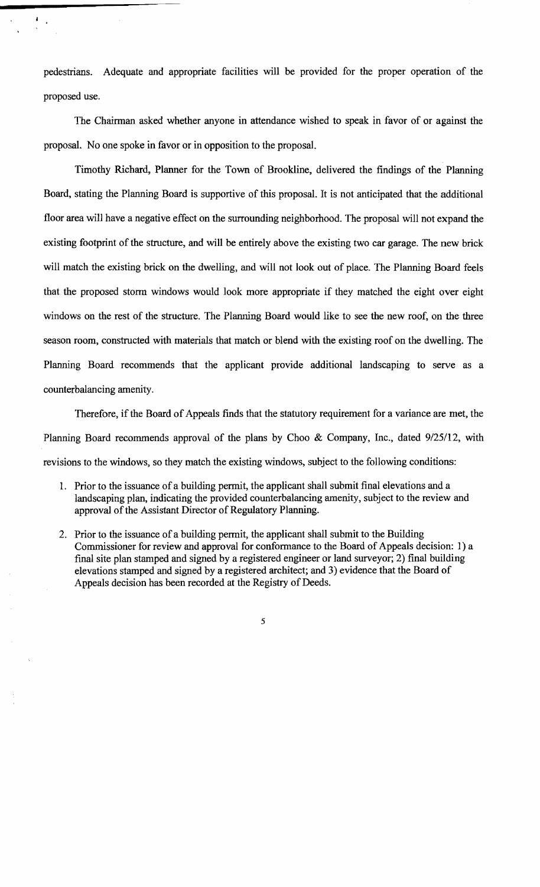pedestrians. Adequate and appropriate facilities will be provided for the proper operation of the proposed use.

The Chairman asked whether anyone in attendance wished to speak in favor of or against the proposal. No one spoke in favor or in opposition to the proposal.

Timothy Richard, Planner for the Town of Brookline, delivered the findings of the Planning Board, stating the Planning Board is supportive of this proposal. It is not anticipated that the additional floor area will have a negative effect on the surrounding neighborhood. The proposal will not expand the existing footprint of the structure, and will be entirely above the existing two car garage. The new brick will match the existing brick on the dwelling, and will not look out of place. The Planning Board feels that the proposed storm windows would look more appropriate if they matched the eight over eight windows on the rest of the structure. The Planning Board would like to see the new roof, on the three season room, constructed with materials that match or blend with the existing roof on the dwelling. The Planning Board recommends that the applicant provide additional landscaping to serve as a counterbalancing amenity.

Therefore, if the Board of Appeals finds that the statutory requirement for a variance are met, the Planning Board recommends approval of the plans by Choo & Company, Inc., dated 9/25/12, with revisions to the windows, so they match the existing windows, subject to the following conditions:

1. Prior to the issuance of a building permit, the applicant shall submit final elevations and a landscaping plan, indicating the provided counterbalancing amenity, subject to the review and approval of the Assistant Director of Regulatory Planning.

2. Prior to the issuance of a building permit, the applicant shall submit to the Building Commissioner for review and approval for conformance to the Board of Appeals decision: 1) a final site plan stamped and signed by a registered engineer or land surveyor; 2) final building elevations stamped and signed by a registered architect; and 3) evidence that the Board of Appeals decision has been recorded at the Registry of Deeds.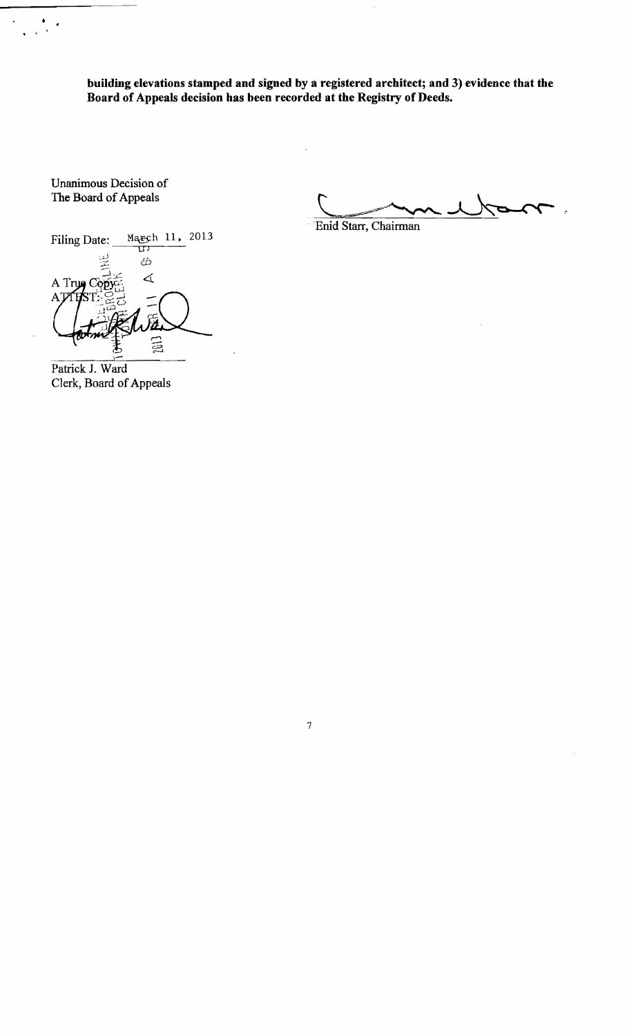**building elevations stamped and signed by a registered architect; and 3) evidence that the Board of Appeals decision has been recorded at the Registry of Deeds.**

Unanimous Decision of
The Board of Appeals

Enid Starr, Chairman

Filing Date: March 11, 2013

A True Copy
ATTEST:

Patrick J. Ward
Clerk, Board of Appeals